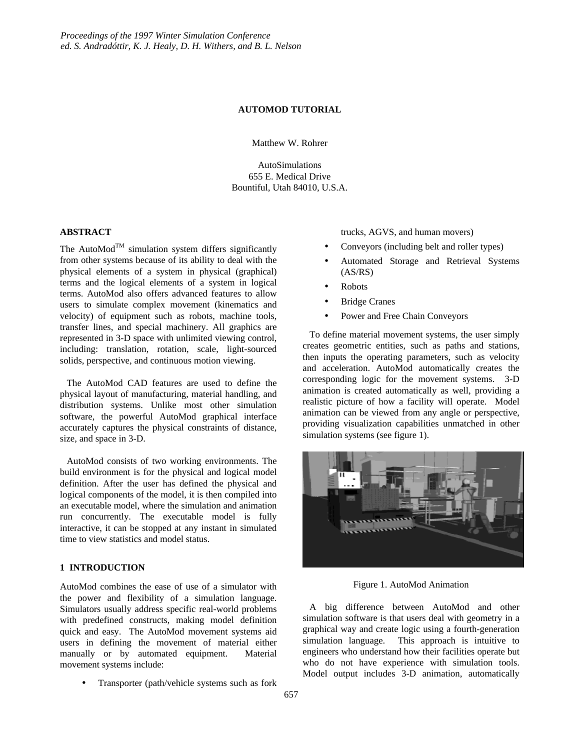# AUTOMOD TUTORIAL

Matthew W. Rohrer

AutoSimulations
655 E. Medical Drive
Bountiful, Utah 84010, U.S.A.

## ABSTRACT

The AutoMod™ simulation system differs significantly from other systems because of its ability to deal with the physical elements of a system in physical (graphical) terms and the logical elements of a system in logical terms. AutoMod also offers advanced features to allow users to simulate complex movement (kinematics and velocity) of equipment such as robots, machine tools, transfer lines, and special machinery. All graphics are represented in 3-D space with unlimited viewing control, including: translation, rotation, scale, light-sourced solids, perspective, and continuous motion viewing.

The AutoMod CAD features are used to define the physical layout of manufacturing, material handling, and distribution systems. Unlike most other simulation software, the powerful AutoMod graphical interface accurately captures the physical constraints of distance, size, and space in 3-D.

AutoMod consists of two working environments. The build environment is for the physical and logical model definition. After the user has defined the physical and logical components of the model, it is then compiled into an executable model, where the simulation and animation run concurrently. The executable model is fully interactive, it can be stopped at any instant in simulated time to view statistics and model status.

## 1 INTRODUCTION

AutoMod combines the ease of use of a simulator with the power and flexibility of a simulation language. Simulators usually address specific real-world problems with predefined constructs, making model definition quick and easy. The AutoMod movement systems aid users in defining the movement of material either manually or by automated equipment. Material movement systems include:

- Transporter (path/vehicle systems such as fork trucks, AGVS, and human movers)
- Conveyors (including belt and roller types)
- Automated Storage and Retrieval Systems (AS/RS)
- Robots
- Bridge Cranes
- Power and Free Chain Conveyors

To define material movement systems, the user simply creates geometric entities, such as paths and stations, then inputs the operating parameters, such as velocity and acceleration. AutoMod automatically creates the corresponding logic for the movement systems. 3-D animation is created automatically as well, providing a realistic picture of how a facility will operate. Model animation can be viewed from any angle or perspective, providing visualization capabilities unmatched in other simulation systems (see figure 1).

Figure 1. AutoMod Animation

A big difference between AutoMod and other simulation software is that users deal with geometry in a graphical way and create logic using a fourth-generation simulation language. This approach is intuitive to engineers who understand how their facilities operate but who do not have experience with simulation tools. Model output includes 3-D animation, automatically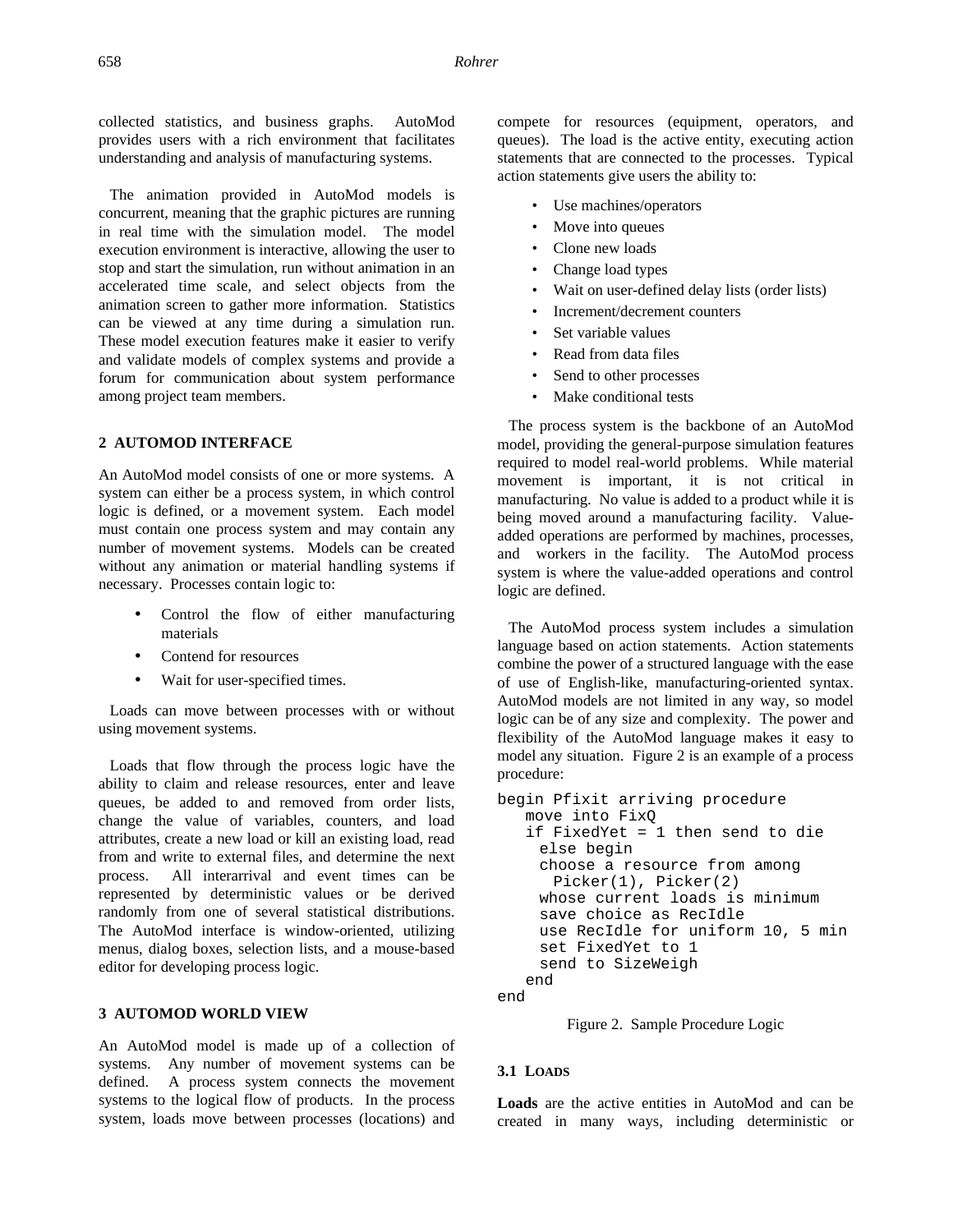collected statistics, and business graphs. AutoMod provides users with a rich environment that facilitates understanding and analysis of manufacturing systems.

The animation provided in AutoMod models is concurrent, meaning that the graphic pictures are running in real time with the simulation model. The model execution environment is interactive, allowing the user to stop and start the simulation, run without animation in an accelerated time scale, and select objects from the animation screen to gather more information. Statistics can be viewed at any time during a simulation run. These model execution features make it easier to verify and validate models of complex systems and provide a forum for communication about system performance among project team members.

## 2 AUTOMOD INTERFACE

An AutoMod model consists of one or more systems. A system can either be a process system, in which control logic is defined, or a movement system. Each model must contain one process system and may contain any number of movement systems. Models can be created without any animation or material handling systems if necessary. Processes contain logic to:

- Control the flow of either manufacturing materials
- Contend for resources
- Wait for user-specified times.

Loads can move between processes with or without using movement systems.

Loads that flow through the process logic have the ability to claim and release resources, enter and leave queues, be added to and removed from order lists, change the value of variables, counters, and load attributes, create a new load or kill an existing load, read from and write to external files, and determine the next process. All interarrival and event times can be represented by deterministic values or be derived randomly from one of several statistical distributions. The AutoMod interface is window-oriented, utilizing menus, dialog boxes, selection lists, and a mouse-based editor for developing process logic.

## 3 AUTOMOD WORLD VIEW

An AutoMod model is made up of a collection of systems. Any number of movement systems can be defined. A process system connects the movement systems to the logical flow of products. In the process system, loads move between processes (locations) and compete for resources (equipment, operators, and queues). The load is the active entity, executing action statements that are connected to the processes. Typical action statements give users the ability to:

- Use machines/operators
- Move into queues
- Clone new loads
- Change load types
- Wait on user-defined delay lists (order lists)
- Increment/decrement counters
- Set variable values
- Read from data files
- Send to other processes
- Make conditional tests

The process system is the backbone of an AutoMod model, providing the general-purpose simulation features required to model real-world problems. While material movement is important, it is not critical in manufacturing. No value is added to a product while it is being moved around a manufacturing facility. Value-added operations are performed by machines, processes, and workers in the facility. The AutoMod process system is where the value-added operations and control logic are defined.

The AutoMod process system includes a simulation language based on action statements. Action statements combine the power of a structured language with the ease of use of English-like, manufacturing-oriented syntax. AutoMod models are not limited in any way, so model logic can be of any size and complexity. The power and flexibility of the AutoMod language makes it easy to model any situation. Figure 2 is an example of a process procedure:

```
begin Pfixit arriving procedure
   move into FixQ
   if FixedYet = 1 then send to die
     else begin
     choose a resource from among
       Picker(1), Picker(2)
     whose current loads is minimum
     save choice as RecIdle
     use RecIdle for uniform 10, 5 min
     set FixedYet to 1
     send to SizeWeigh
   end
end
```

Figure 2. Sample Procedure Logic

### 3.1 LOADS

**Loads** are the active entities in AutoMod and can be created in many ways, including deterministic or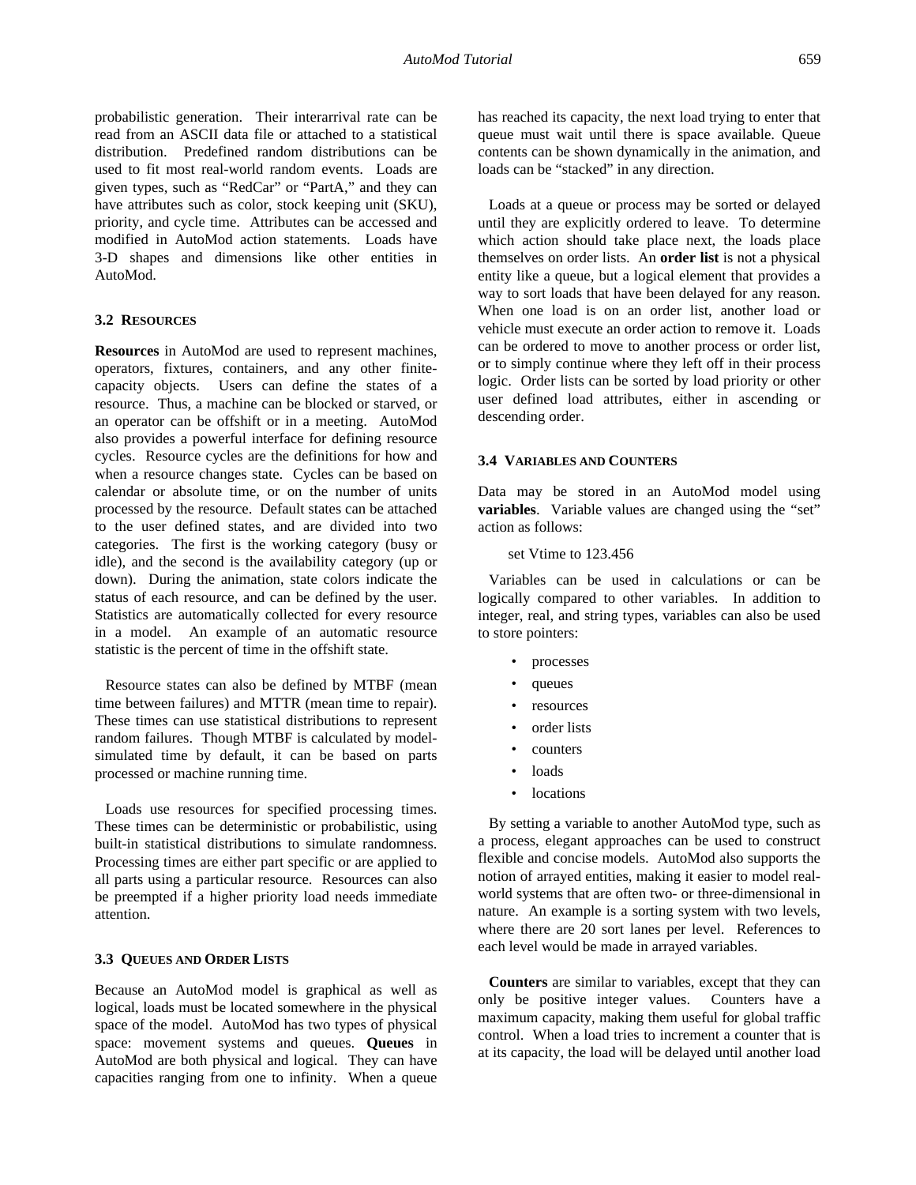probabilistic generation. Their interarrival rate can be read from an ASCII data file or attached to a statistical distribution. Predefined random distributions can be used to fit most real-world random events. Loads are given types, such as "RedCar" or "PartA," and they can have attributes such as color, stock keeping unit (SKU), priority, and cycle time. Attributes can be accessed and modified in AutoMod action statements. Loads have 3-D shapes and dimensions like other entities in AutoMod.

### 3.2 RESOURCES

**Resources** in AutoMod are used to represent machines, operators, fixtures, containers, and any other finite-capacity objects. Users can define the states of a resource. Thus, a machine can be blocked or starved, or an operator can be offshift or in a meeting. AutoMod also provides a powerful interface for defining resource cycles. Resource cycles are the definitions for how and when a resource changes state. Cycles can be based on calendar or absolute time, or on the number of units processed by the resource. Default states can be attached to the user defined states, and are divided into two categories. The first is the working category (busy or idle), and the second is the availability category (up or down). During the animation, state colors indicate the status of each resource, and can be defined by the user. Statistics are automatically collected for every resource in a model. An example of an automatic resource statistic is the percent of time in the offshift state.

Resource states can also be defined by MTBF (mean time between failures) and MTTR (mean time to repair). These times can use statistical distributions to represent random failures. Though MTBF is calculated by model-simulated time by default, it can be based on parts processed or machine running time.

Loads use resources for specified processing times. These times can be deterministic or probabilistic, using built-in statistical distributions to simulate randomness. Processing times are either part specific or are applied to all parts using a particular resource. Resources can also be preempted if a higher priority load needs immediate attention.

### 3.3 QUEUES AND ORDER LISTS

Because an AutoMod model is graphical as well as logical, loads must be located somewhere in the physical space of the model. AutoMod has two types of physical space: movement systems and queues. **Queues** in AutoMod are both physical and logical. They can have capacities ranging from one to infinity. When a queue has reached its capacity, the next load trying to enter that queue must wait until there is space available. Queue contents can be shown dynamically in the animation, and loads can be "stacked" in any direction.

Loads at a queue or process may be sorted or delayed until they are explicitly ordered to leave. To determine which action should take place next, the loads place themselves on order lists. An **order list** is not a physical entity like a queue, but a logical element that provides a way to sort loads that have been delayed for any reason. When one load is on an order list, another load or vehicle must execute an order action to remove it. Loads can be ordered to move to another process or order list, or to simply continue where they left off in their process logic. Order lists can be sorted by load priority or other user defined load attributes, either in ascending or descending order.

### 3.4 VARIABLES AND COUNTERS

Data may be stored in an AutoMod model using **variables**. Variable values are changed using the "set" action as follows:

```
set Vtime to 123.456
```

Variables can be used in calculations or can be logically compared to other variables. In addition to integer, real, and string types, variables can also be used to store pointers:

- processes
- queues
- resources
- order lists
- counters
- loads
- locations

By setting a variable to another AutoMod type, such as a process, elegant approaches can be used to construct flexible and concise models. AutoMod also supports the notion of arrayed entities, making it easier to model real-world systems that are often two- or three-dimensional in nature. An example is a sorting system with two levels, where there are 20 sort lanes per level. References to each level would be made in arrayed variables.

**Counters** are similar to variables, except that they can only be positive integer values. Counters have a maximum capacity, making them useful for global traffic control. When a load tries to increment a counter that is at its capacity, the load will be delayed until another load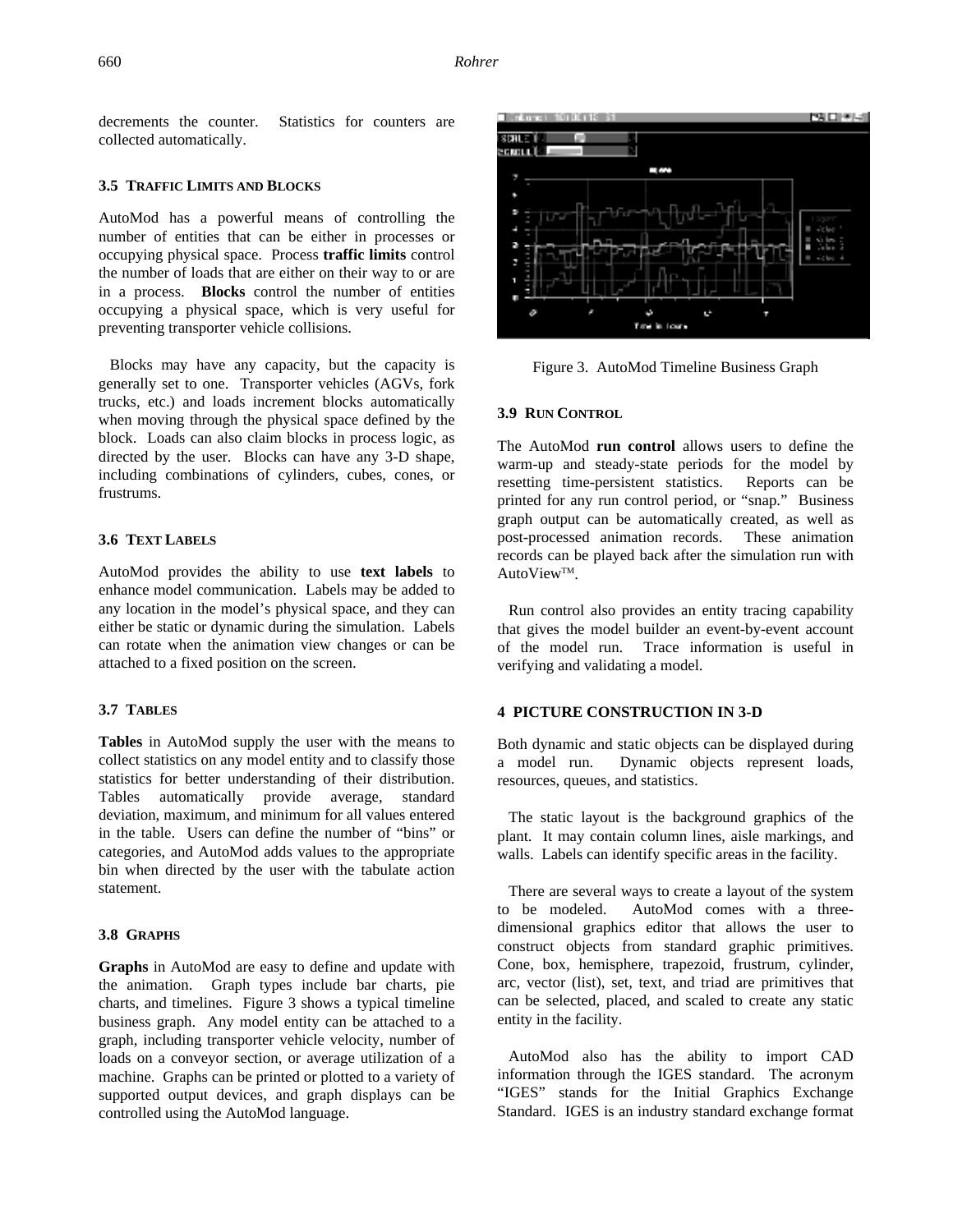decrements the counter. Statistics for counters are collected automatically.

### 3.5 TRAFFIC LIMITS AND BLOCKS

AutoMod has a powerful means of controlling the number of entities that can be either in processes or occupying physical space. Process **traffic limits** control the number of loads that are either on their way to or are in a process. **Blocks** control the number of entities occupying a physical space, which is very useful for preventing transporter vehicle collisions.

Blocks may have any capacity, but the capacity is generally set to one. Transporter vehicles (AGVs, fork trucks, etc.) and loads increment blocks automatically when moving through the physical space defined by the block. Loads can also claim blocks in process logic, as directed by the user. Blocks can have any 3-D shape, including combinations of cylinders, cubes, cones, or frustrums.

### 3.6 TEXT LABELS

AutoMod provides the ability to use **text labels** to enhance model communication. Labels may be added to any location in the model's physical space, and they can either be static or dynamic during the simulation. Labels can rotate when the animation view changes or can be attached to a fixed position on the screen.

### 3.7 TABLES

**Tables** in AutoMod supply the user with the means to collect statistics on any model entity and to classify those statistics for better understanding of their distribution. Tables automatically provide average, standard deviation, maximum, and minimum for all values entered in the table. Users can define the number of "bins" or categories, and AutoMod adds values to the appropriate bin when directed by the user with the tabulate action statement.

### 3.8 GRAPHS

**Graphs** in AutoMod are easy to define and update with the animation. Graph types include bar charts, pie charts, and timelines. Figure 3 shows a typical timeline business graph. Any model entity can be attached to a graph, including transporter vehicle velocity, number of loads on a conveyor section, or average utilization of a machine. Graphs can be printed or plotted to a variety of supported output devices, and graph displays can be controlled using the AutoMod language.

Figure 3. AutoMod Timeline Business Graph

### 3.9 RUN CONTROL

The AutoMod **run control** allows users to define the warm-up and steady-state periods for the model by resetting time-persistent statistics. Reports can be printed for any run control period, or "snap." Business graph output can be automatically created, as well as post-processed animation records. These animation records can be played back after the simulation run with AutoView™.

Run control also provides an entity tracing capability that gives the model builder an event-by-event account of the model run. Trace information is useful in verifying and validating a model.

## 4 PICTURE CONSTRUCTION IN 3-D

Both dynamic and static objects can be displayed during a model run. Dynamic objects represent loads, resources, queues, and statistics.

The static layout is the background graphics of the plant. It may contain column lines, aisle markings, and walls. Labels can identify specific areas in the facility.

There are several ways to create a layout of the system to be modeled. AutoMod comes with a three-dimensional graphics editor that allows the user to construct objects from standard graphic primitives. Cone, box, hemisphere, trapezoid, frustrum, cylinder, arc, vector (list), set, text, and triad are primitives that can be selected, placed, and scaled to create any static entity in the facility.

AutoMod also has the ability to import CAD information through the IGES standard. The acronym "IGES" stands for the Initial Graphics Exchange Standard. IGES is an industry standard exchange format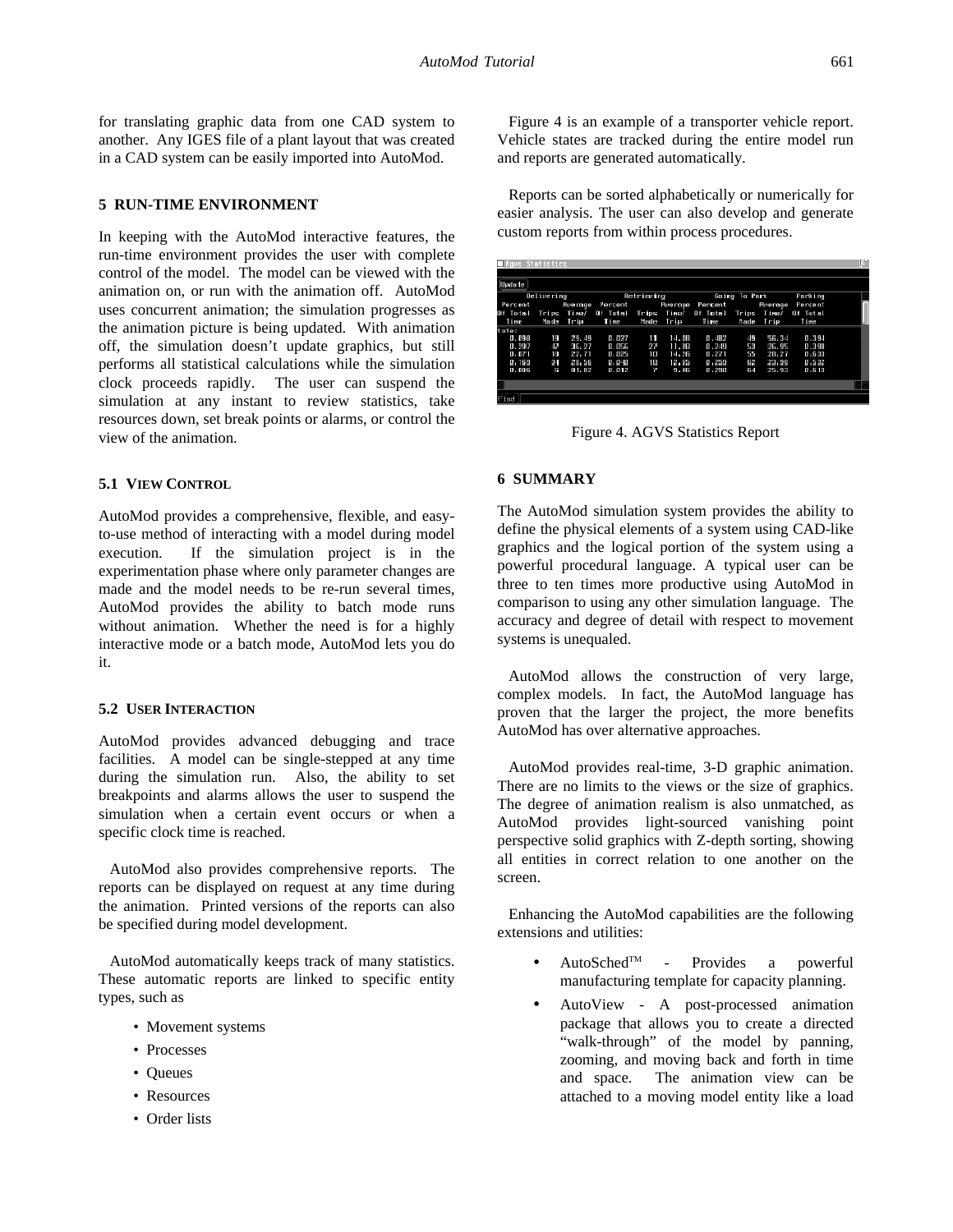for translating graphic data from one CAD system to another. Any IGES file of a plant layout that was created in a CAD system can be easily imported into AutoMod.

## 5 RUN-TIME ENVIRONMENT

In keeping with the AutoMod interactive features, the run-time environment provides the user with complete control of the model. The model can be viewed with the animation on, or run with the animation off. AutoMod uses concurrent animation; the simulation progresses as the animation picture is being updated. With animation off, the simulation doesn't update graphics, but still performs all statistical calculations while the simulation clock proceeds rapidly. The user can suspend the simulation at any instant to review statistics, take resources down, set break points or alarms, or control the view of the animation.

### 5.1 VIEW CONTROL

AutoMod provides a comprehensive, flexible, and easy-to-use method of interacting with a model during model execution. If the simulation project is in the experimentation phase where only parameter changes are made and the model needs to be re-run several times, AutoMod provides the ability to batch mode runs without animation. Whether the need is for a highly interactive mode or a batch mode, AutoMod lets you do it.

### 5.2 USER INTERACTION

AutoMod provides advanced debugging and trace facilities. A model can be single-stepped at any time during the simulation run. Also, the ability to set breakpoints and alarms allows the user to suspend the simulation when a certain event occurs or when a specific clock time is reached.

AutoMod also provides comprehensive reports. The reports can be displayed on request at any time during the animation. Printed versions of the reports can also be specified during model development.

AutoMod automatically keeps track of many statistics. These automatic reports are linked to specific entity types, such as

- Movement systems
- Processes
- Queues
- Resources
- Order lists

Figure 4 is an example of a transporter vehicle report. Vehicle states are tracked during the entire model run and reports are generated automatically.

Reports can be sorted alphabetically or numerically for easier analysis. The user can also develop and generate custom reports from within process procedures.

| Delivering | | | Retrieving | | | Going To Park | | | Parking |
|---|---|---|---|---|---|---|---|---|---|
| Percent Of Total Time | Trips Made | Average Time/ Trip | Percent Of Total Time | Trips Made | Average Time/ Trip | Percent Of Total Time | Trips Made | Average Time/ Trip | Percent Of Total Time |
| 0.098 | 19 | 29.49 | 0.027 | 11 | 14.08 | 0.482 | 49 | 56.34 | 0.394 |
| 0.297 | 47 | 36.27 | 0.056 | 22 | 11.80 | 0.249 | 53 | 26.95 | 0.398 |
| 0.071 | 18 | 22.71 | 0.025 | 10 | 14.26 | 0.271 | 55 | 28.27 | 0.633 |
| 0.169 | 34 | 28.56 | 0.040 | 18 | 12.65 | 0.259 | 62 | 23.98 | 0.532 |
| 0.086 | 6 | 81.82 | 0.012 | 7 | 9.86 | 0.290 | 64 | 25.93 | 0.613 |

Figure 4. AGVS Statistics Report

## 6 SUMMARY

The AutoMod simulation system provides the ability to define the physical elements of a system using CAD-like graphics and the logical portion of the system using a powerful procedural language. A typical user can be three to ten times more productive using AutoMod in comparison to using any other simulation language. The accuracy and degree of detail with respect to movement systems is unequaled.

AutoMod allows the construction of very large, complex models. In fact, the AutoMod language has proven that the larger the project, the more benefits AutoMod has over alternative approaches.

AutoMod provides real-time, 3-D graphic animation. There are no limits to the views or the size of graphics. The degree of animation realism is also unmatched, as AutoMod provides light-sourced vanishing point perspective solid graphics with Z-depth sorting, showing all entities in correct relation to one another on the screen.

Enhancing the AutoMod capabilities are the following extensions and utilities:

- AutoSched™ - Provides a powerful manufacturing template for capacity planning.
- AutoView - A post-processed animation package that allows you to create a directed "walk-through" of the model by panning, zooming, and moving back and forth in time and space. The animation view can be attached to a moving model entity like a load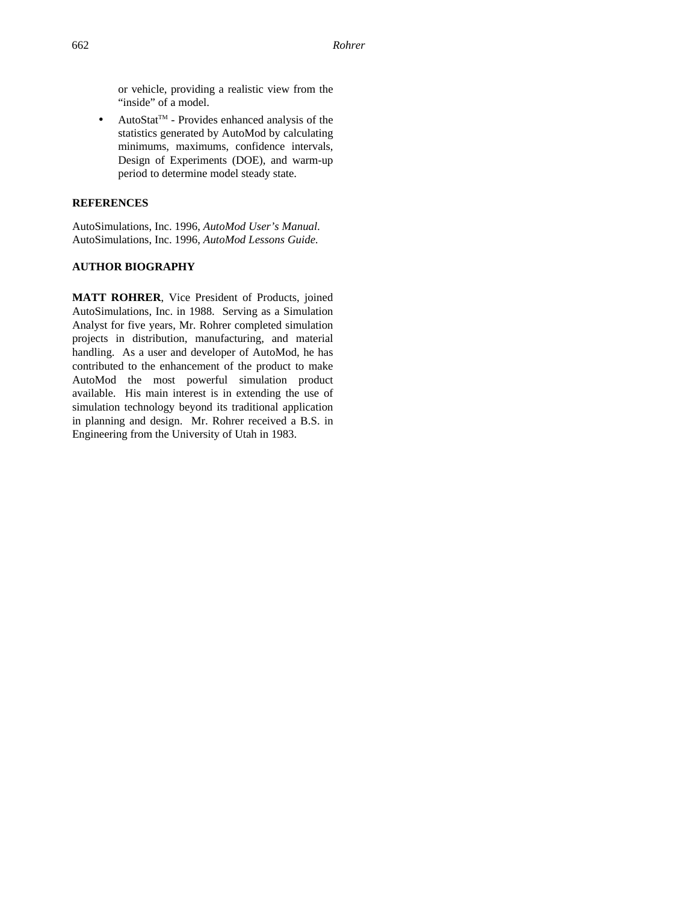or vehicle, providing a realistic view from the “inside” of a model.

- AutoStat™ - Provides enhanced analysis of the statistics generated by AutoMod by calculating minimums, maximums, confidence intervals, Design of Experiments (DOE), and warm-up period to determine model steady state.

## REFERENCES

AutoSimulations, Inc. 1996, *AutoMod User’s Manual.*
AutoSimulations, Inc. 1996, *AutoMod Lessons Guide.*

## AUTHOR BIOGRAPHY

**MATT ROHRER**, Vice President of Products, joined AutoSimulations, Inc. in 1988. Serving as a Simulation Analyst for five years, Mr. Rohrer completed simulation projects in distribution, manufacturing, and material handling. As a user and developer of AutoMod, he has contributed to the enhancement of the product to make AutoMod the most powerful simulation product available. His main interest is in extending the use of simulation technology beyond its traditional application in planning and design. Mr. Rohrer received a B.S. in Engineering from the University of Utah in 1983.